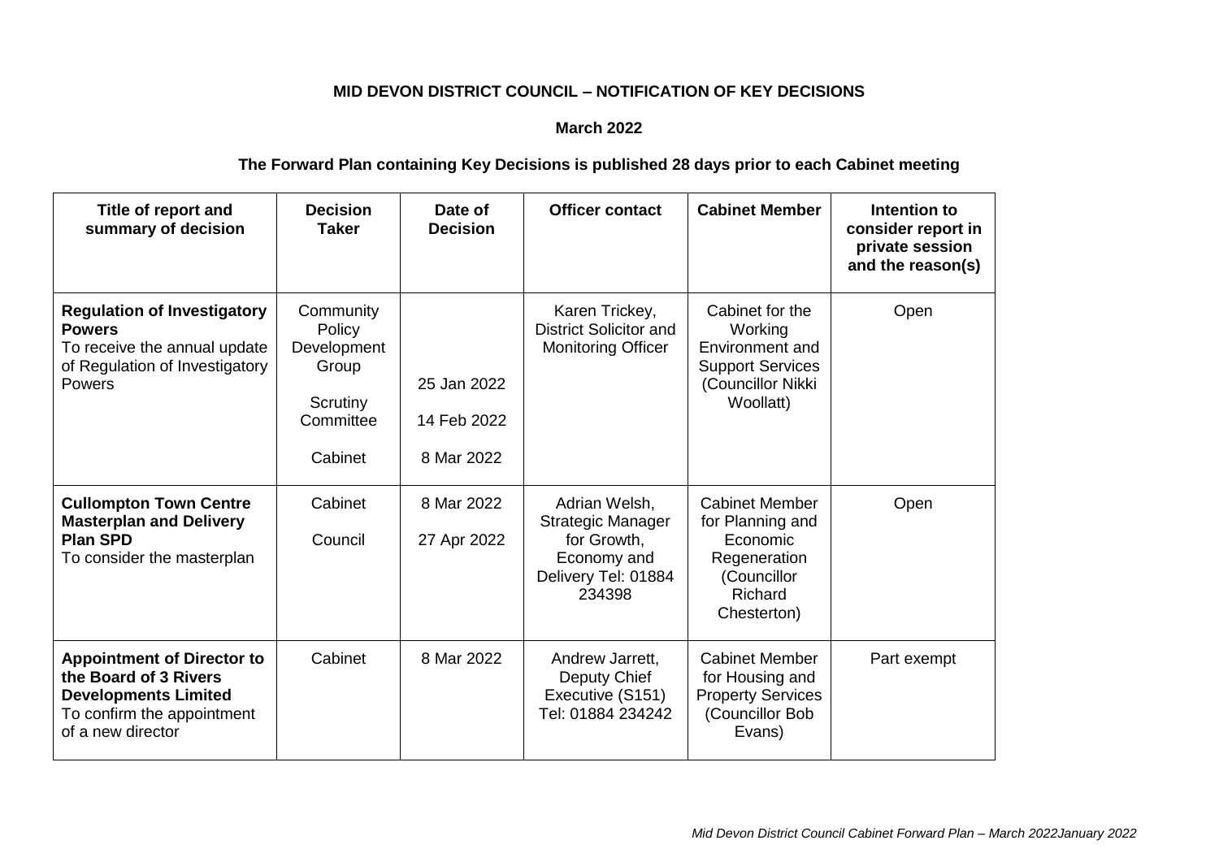**MID DEVON DISTRICT COUNCIL – NOTIFICATION OF KEY DECISIONS**

**March 2022**

**The Forward Plan containing Key Decisions is published 28 days prior to each Cabinet meeting**

| Title of report and summary of decision | Decision Taker | Date of Decision | Officer contact | Cabinet Member | Intention to consider report in private session and the reason(s) |
|---|---|---|---|---|---|
| **Regulation of Investigatory Powers** To receive the annual update of Regulation of Investigatory Powers | Community Policy Development Group<br><br>Scrutiny Committee<br><br>Cabinet | 25 Jan 2022<br><br>14 Feb 2022<br><br>8 Mar 2022 | Karen Trickey, District Solicitor and Monitoring Officer | Cabinet for the Working Environment and Support Services (Councillor Nikki Woollatt) | Open |
| **Cullompton Town Centre Masterplan and Delivery Plan SPD** To consider the masterplan | Cabinet<br><br>Council | 8 Mar 2022<br><br>27 Apr 2022 | Adrian Welsh, Strategic Manager for Growth, Economy and Delivery Tel: 01884 234398 | Cabinet Member for Planning and Economic Regeneration (Councillor Richard Chesterton) | Open |
| **Appointment of Director to the Board of 3 Rivers Developments Limited** To confirm the appointment of a new director | Cabinet | 8 Mar 2022 | Andrew Jarrett, Deputy Chief Executive (S151) Tel: 01884 234242 | Cabinet Member for Housing and Property Services (Councillor Bob Evans) | Part exempt |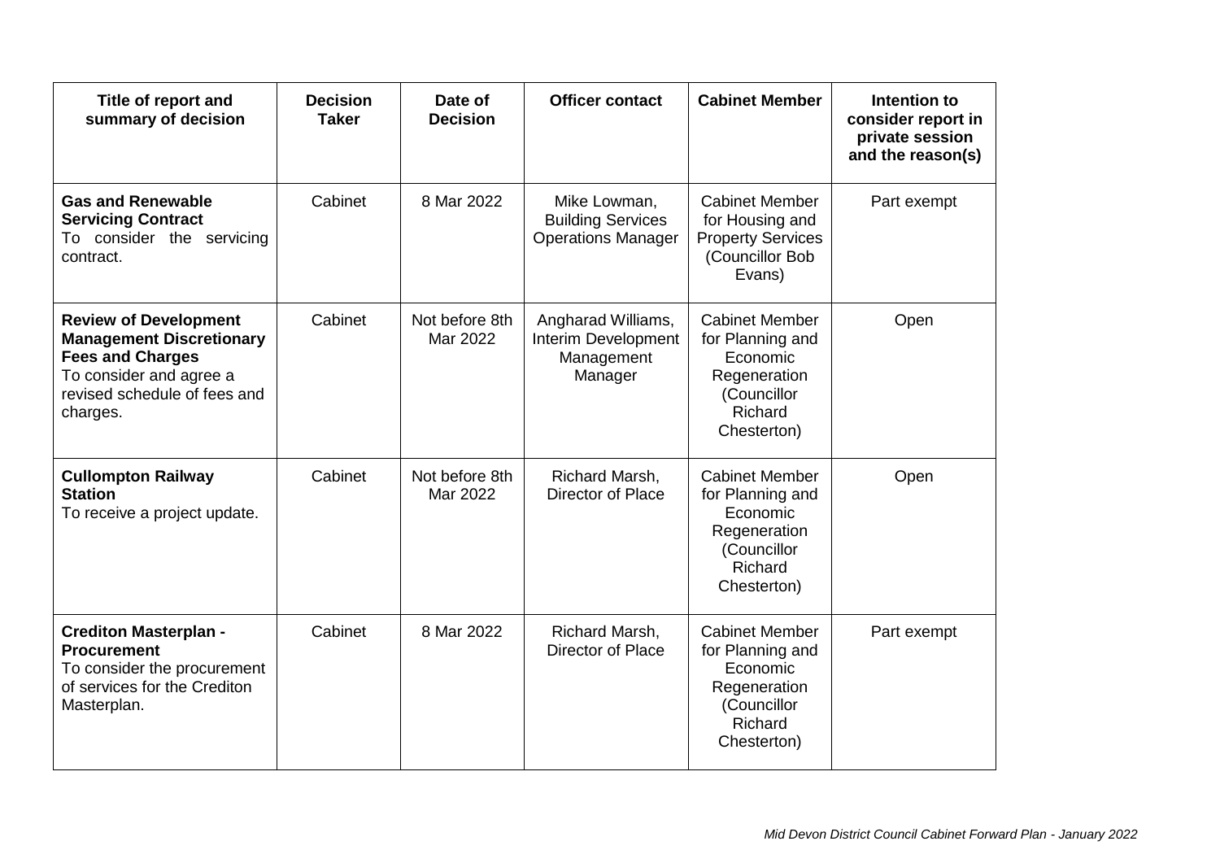| Title of report and summary of decision | Decision Taker | Date of Decision | Officer contact | Cabinet Member | Intention to consider report in private session and the reason(s) |
|---|---|---|---|---|---|
| **Gas and Renewable Servicing Contract** To consider the servicing contract. | Cabinet | 8 Mar 2022 | Mike Lowman, Building Services Operations Manager | Cabinet Member for Housing and Property Services (Councillor Bob Evans) | Part exempt |
| **Review of Development Management Discretionary Fees and Charges** To consider and agree a revised schedule of fees and charges. | Cabinet | Not before 8th Mar 2022 | Angharad Williams, Interim Development Management Manager | Cabinet Member for Planning and Economic Regeneration (Councillor Richard Chesterton) | Open |
| **Cullompton Railway Station** To receive a project update. | Cabinet | Not before 8th Mar 2022 | Richard Marsh, Director of Place | Cabinet Member for Planning and Economic Regeneration (Councillor Richard Chesterton) | Open |
| **Crediton Masterplan - Procurement** To consider the procurement of services for the Crediton Masterplan. | Cabinet | 8 Mar 2022 | Richard Marsh, Director of Place | Cabinet Member for Planning and Economic Regeneration (Councillor Richard Chesterton) | Part exempt |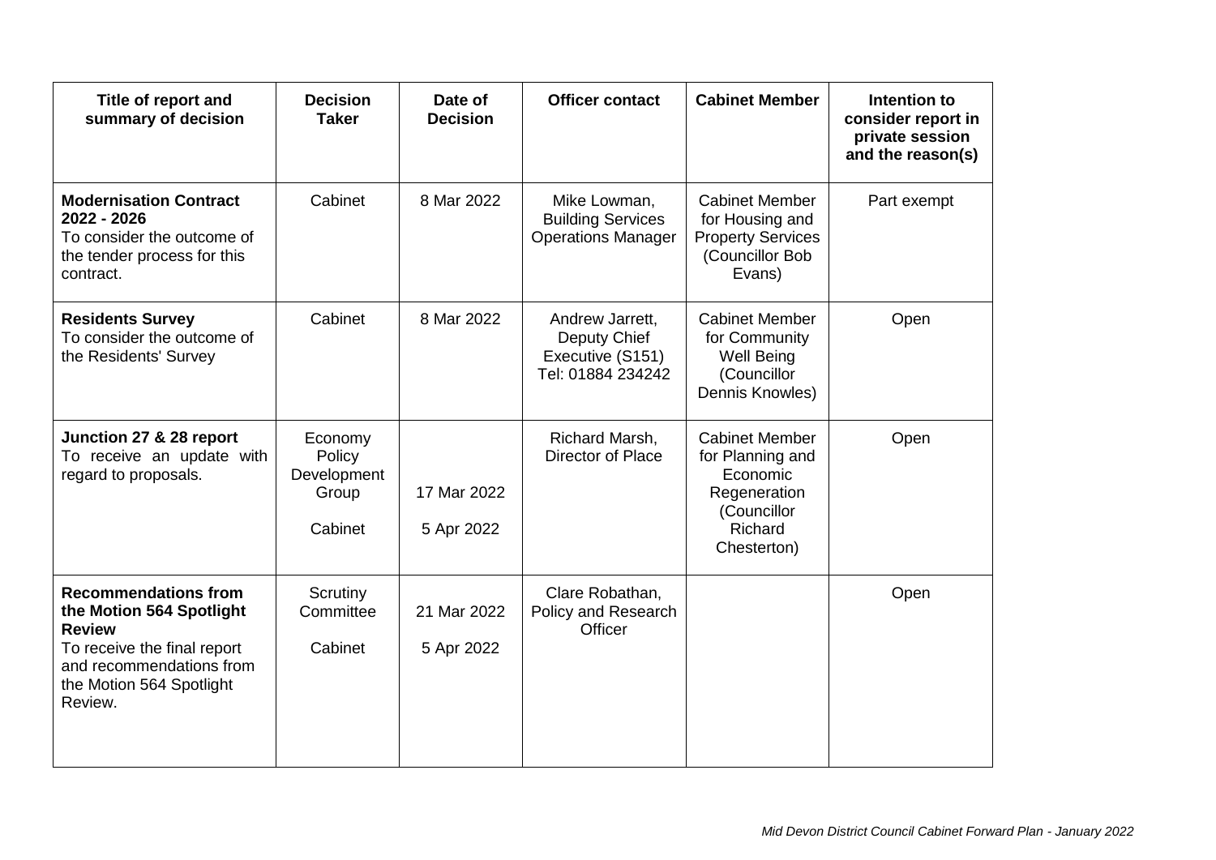| Title of report and summary of decision | Decision Taker | Date of Decision | Officer contact | Cabinet Member | Intention to consider report in private session and the reason(s) |
|---|---|---|---|---|---|
| **Modernisation Contract 2022 - 2026**<br>To consider the outcome of the tender process for this contract. | Cabinet | 8 Mar 2022 | Mike Lowman, Building Services Operations Manager | Cabinet Member for Housing and Property Services (Councillor Bob Evans) | Part exempt |
| **Residents Survey**<br>To consider the outcome of the Residents' Survey | Cabinet | 8 Mar 2022 | Andrew Jarrett, Deputy Chief Executive (S151) Tel: 01884 234242 | Cabinet Member for Community Well Being (Councillor Dennis Knowles) | Open |
| **Junction 27 & 28 report**<br>To receive an update with regard to proposals. | Economy Policy Development Group<br><br>Cabinet | 17 Mar 2022<br><br>5 Apr 2022 | Richard Marsh, Director of Place | Cabinet Member for Planning and Economic Regeneration (Councillor Richard Chesterton) | Open |
| **Recommendations from the Motion 564 Spotlight Review**<br>To receive the final report and recommendations from the Motion 564 Spotlight Review. | Scrutiny Committee<br><br>Cabinet | 21 Mar 2022<br><br>5 Apr 2022 | Clare Robathan, Policy and Research Officer | | Open |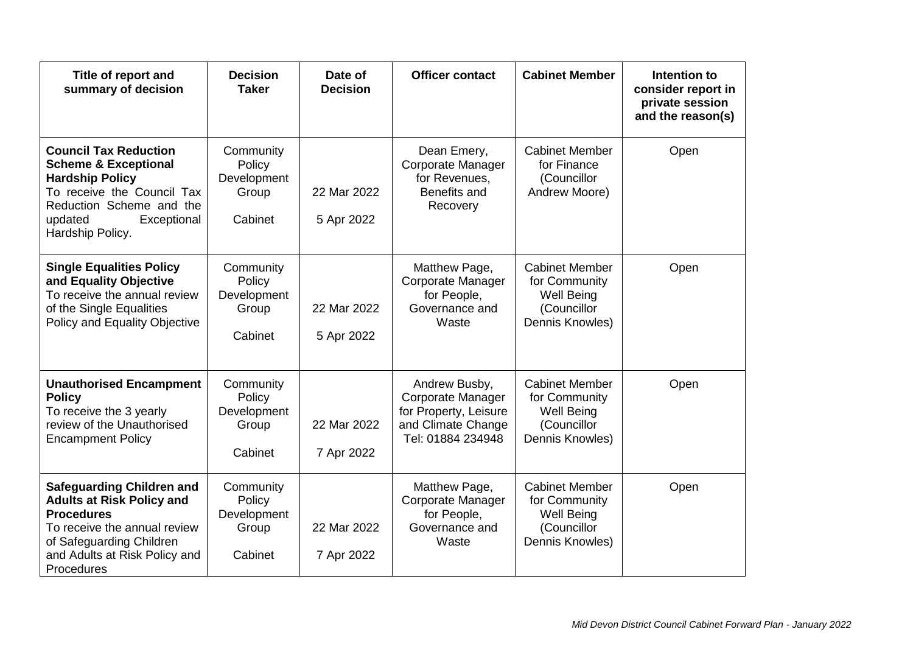| Title of report and summary of decision | Decision Taker | Date of Decision | Officer contact | Cabinet Member | Intention to consider report in private session and the reason(s) |
|---|---|---|---|---|---|
| **Council Tax Reduction Scheme & Exceptional Hardship Policy** To receive the Council Tax Reduction Scheme and the updated Exceptional Hardship Policy. | Community Policy Development Group<br><br>Cabinet | 22 Mar 2022<br><br>5 Apr 2022 | Dean Emery, Corporate Manager for Revenues, Benefits and Recovery | Cabinet Member for Finance (Councillor Andrew Moore) | Open |
| **Single Equalities Policy and Equality Objective** To receive the annual review of the Single Equalities Policy and Equality Objective | Community Policy Development Group<br><br>Cabinet | 22 Mar 2022<br><br>5 Apr 2022 | Matthew Page, Corporate Manager for People, Governance and Waste | Cabinet Member for Community Well Being (Councillor Dennis Knowles) | Open |
| **Unauthorised Encampment Policy** To receive the 3 yearly review of the Unauthorised Encampment Policy | Community Policy Development Group<br><br>Cabinet | 22 Mar 2022<br><br>7 Apr 2022 | Andrew Busby, Corporate Manager for Property, Leisure and Climate Change Tel: 01884 234948 | Cabinet Member for Community Well Being (Councillor Dennis Knowles) | Open |
| **Safeguarding Children and Adults at Risk Policy and Procedures** To receive the annual review of Safeguarding Children and Adults at Risk Policy and Procedures | Community Policy Development Group<br><br>Cabinet | 22 Mar 2022<br><br>7 Apr 2022 | Matthew Page, Corporate Manager for People, Governance and Waste | Cabinet Member for Community Well Being (Councillor Dennis Knowles) | Open |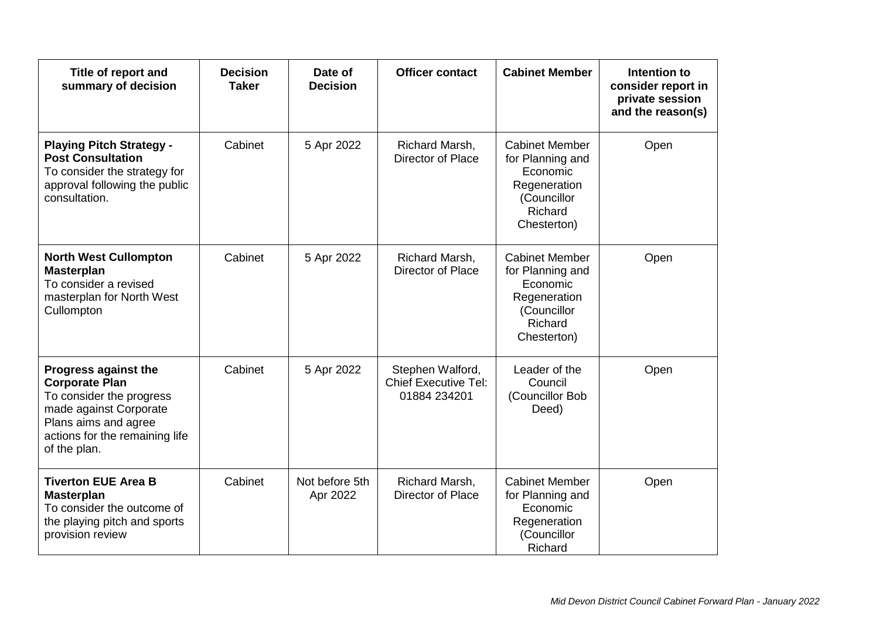| Title of report and summary of decision | Decision Taker | Date of Decision | Officer contact | Cabinet Member | Intention to consider report in private session and the reason(s) |
|---|---|---|---|---|---|
| **Playing Pitch Strategy - Post Consultation** To consider the strategy for approval following the public consultation. | Cabinet | 5 Apr 2022 | Richard Marsh, Director of Place | Cabinet Member for Planning and Economic Regeneration (Councillor Richard Chesterton) | Open |
| **North West Cullompton Masterplan** To consider a revised masterplan for North West Cullompton | Cabinet | 5 Apr 2022 | Richard Marsh, Director of Place | Cabinet Member for Planning and Economic Regeneration (Councillor Richard Chesterton) | Open |
| **Progress against the Corporate Plan** To consider the progress made against Corporate Plans aims and agree actions for the remaining life of the plan. | Cabinet | 5 Apr 2022 | Stephen Walford, Chief Executive Tel: 01884 234201 | Leader of the Council (Councillor Bob Deed) | Open |
| **Tiverton EUE Area B Masterplan** To consider the outcome of the playing pitch and sports provision review | Cabinet | Not before 5th Apr 2022 | Richard Marsh, Director of Place | Cabinet Member for Planning and Economic Regeneration (Councillor Richard | Open |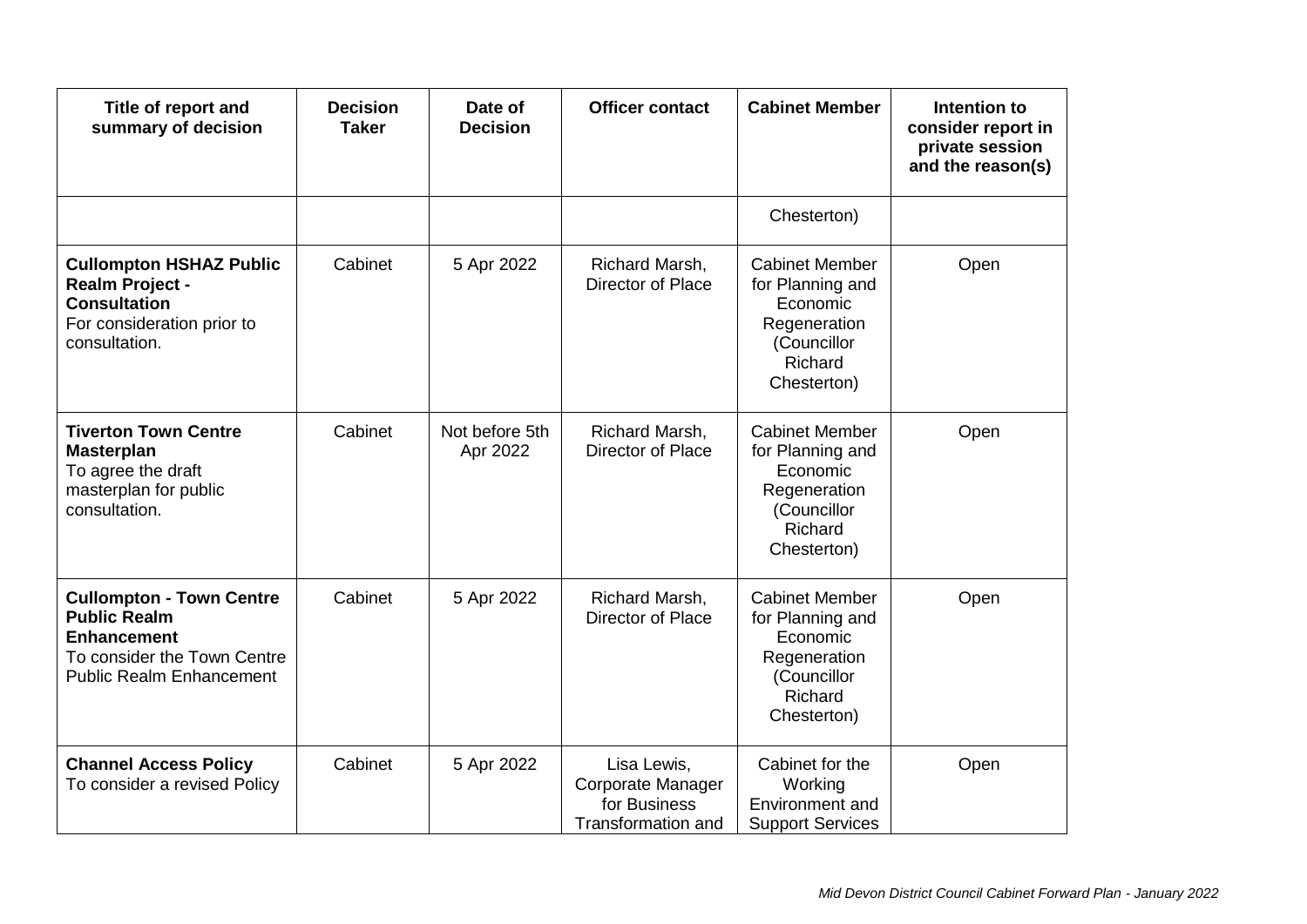| Title of report and summary of decision | Decision Taker | Date of Decision | Officer contact | Cabinet Member | Intention to consider report in private session and the reason(s) |
|---|---|---|---|---|---|
| | | | | Chesterton) | |
| **Cullompton HSHAZ Public Realm Project - Consultation** For consideration prior to consultation. | Cabinet | 5 Apr 2022 | Richard Marsh, Director of Place | Cabinet Member for Planning and Economic Regeneration (Councillor Richard Chesterton) | Open |
| **Tiverton Town Centre Masterplan** To agree the draft masterplan for public consultation. | Cabinet | Not before 5th Apr 2022 | Richard Marsh, Director of Place | Cabinet Member for Planning and Economic Regeneration (Councillor Richard Chesterton) | Open |
| **Cullompton - Town Centre Public Realm Enhancement** To consider the Town Centre Public Realm Enhancement | Cabinet | 5 Apr 2022 | Richard Marsh, Director of Place | Cabinet Member for Planning and Economic Regeneration (Councillor Richard Chesterton) | Open |
| **Channel Access Policy** To consider a revised Policy | Cabinet | 5 Apr 2022 | Lisa Lewis, Corporate Manager for Business Transformation and | Cabinet for the Working Environment and Support Services | Open |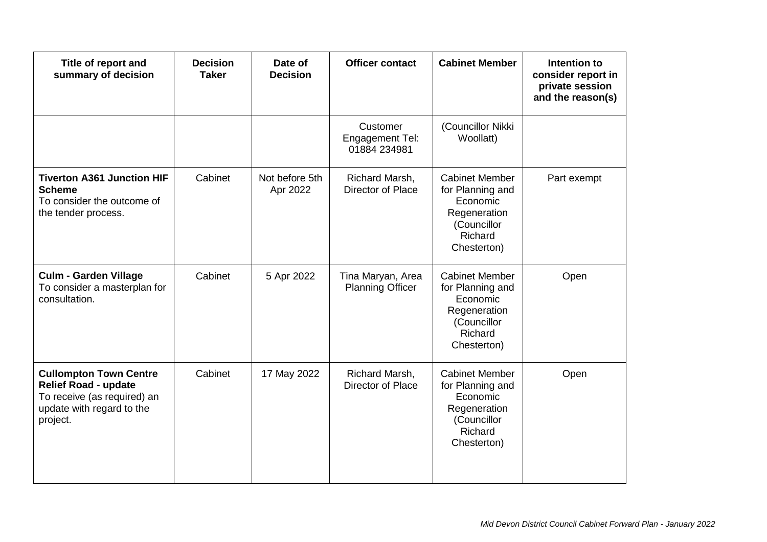| Title of report and summary of decision | Decision Taker | Date of Decision | Officer contact | Cabinet Member | Intention to consider report in private session and the reason(s) |
|---|---|---|---|---|---|
| | | | Customer Engagement Tel: 01884 234981 | (Councillor Nikki Woollatt) | |
| **Tiverton A361 Junction HIF Scheme** To consider the outcome of the tender process. | Cabinet | Not before 5th Apr 2022 | Richard Marsh, Director of Place | Cabinet Member for Planning and Economic Regeneration (Councillor Richard Chesterton) | Part exempt |
| **Culm - Garden Village** To consider a masterplan for consultation. | Cabinet | 5 Apr 2022 | Tina Maryan, Area Planning Officer | Cabinet Member for Planning and Economic Regeneration (Councillor Richard Chesterton) | Open |
| **Cullompton Town Centre Relief Road - update** To receive (as required) an update with regard to the project. | Cabinet | 17 May 2022 | Richard Marsh, Director of Place | Cabinet Member for Planning and Economic Regeneration (Councillor Richard Chesterton) | Open |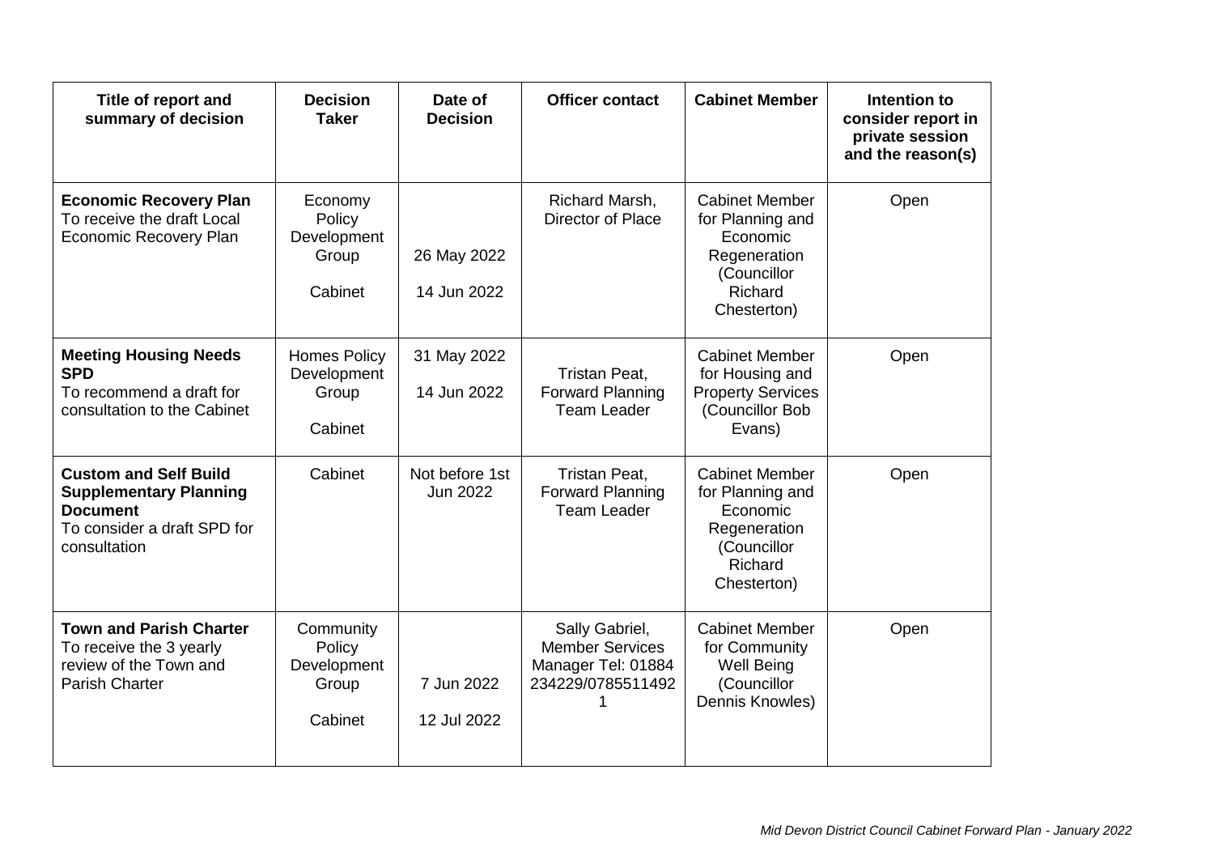| Title of report and summary of decision | Decision Taker | Date of Decision | Officer contact | Cabinet Member | Intention to consider report in private session and the reason(s) |
|---|---|---|---|---|---|
| **Economic Recovery Plan** To receive the draft Local Economic Recovery Plan | Economy Policy Development Group<br><br>Cabinet | 26 May 2022<br><br>14 Jun 2022 | Richard Marsh, Director of Place | Cabinet Member for Planning and Economic Regeneration (Councillor Richard Chesterton) | Open |
| **Meeting Housing Needs SPD** To recommend a draft for consultation to the Cabinet | Homes Policy Development Group<br><br>Cabinet | 31 May 2022<br><br>14 Jun 2022 | Tristan Peat, Forward Planning Team Leader | Cabinet Member for Housing and Property Services (Councillor Bob Evans) | Open |
| **Custom and Self Build Supplementary Planning Document** To consider a draft SPD for consultation | Cabinet | Not before 1st Jun 2022 | Tristan Peat, Forward Planning Team Leader | Cabinet Member for Planning and Economic Regeneration (Councillor Richard Chesterton) | Open |
| **Town and Parish Charter** To receive the 3 yearly review of the Town and Parish Charter | Community Policy Development Group<br><br>Cabinet | 7 Jun 2022<br><br>12 Jul 2022 | Sally Gabriel, Member Services Manager Tel: 01884 234229/07855114921 | Cabinet Member for Community Well Being (Councillor Dennis Knowles) | Open |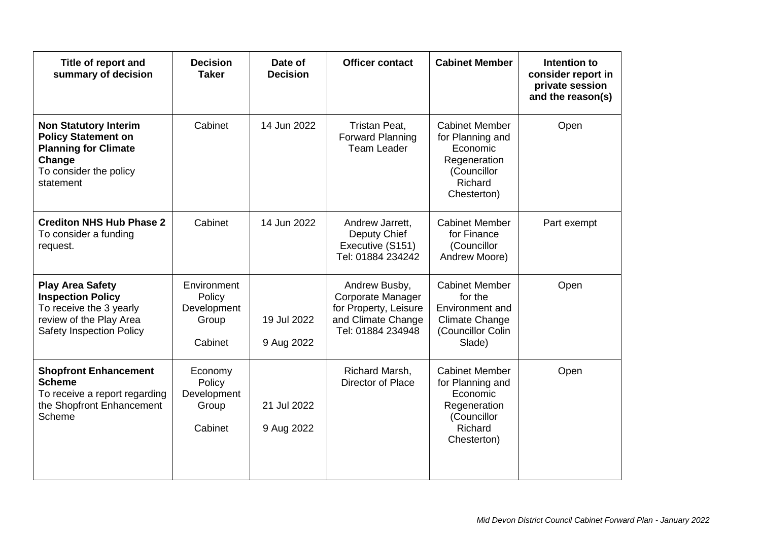| Title of report and summary of decision | Decision Taker | Date of Decision | Officer contact | Cabinet Member | Intention to consider report in private session and the reason(s) |
|---|---|---|---|---|---|
| **Non Statutory Interim Policy Statement on Planning for Climate Change** To consider the policy statement | Cabinet | 14 Jun 2022 | Tristan Peat, Forward Planning Team Leader | Cabinet Member for Planning and Economic Regeneration (Councillor Richard Chesterton) | Open |
| **Crediton NHS Hub Phase 2** To consider a funding request. | Cabinet | 14 Jun 2022 | Andrew Jarrett, Deputy Chief Executive (S151) Tel: 01884 234242 | Cabinet Member for Finance (Councillor Andrew Moore) | Part exempt |
| **Play Area Safety Inspection Policy** To receive the 3 yearly review of the Play Area Safety Inspection Policy | Environment Policy Development Group<br>Cabinet | 19 Jul 2022<br>9 Aug 2022 | Andrew Busby, Corporate Manager for Property, Leisure and Climate Change Tel: 01884 234948 | Cabinet Member for the Environment and Climate Change (Councillor Colin Slade) | Open |
| **Shopfront Enhancement Scheme** To receive a report regarding the Shopfront Enhancement Scheme | Economy Policy Development Group<br>Cabinet | 21 Jul 2022<br>9 Aug 2022 | Richard Marsh, Director of Place | Cabinet Member for Planning and Economic Regeneration (Councillor Richard Chesterton) | Open |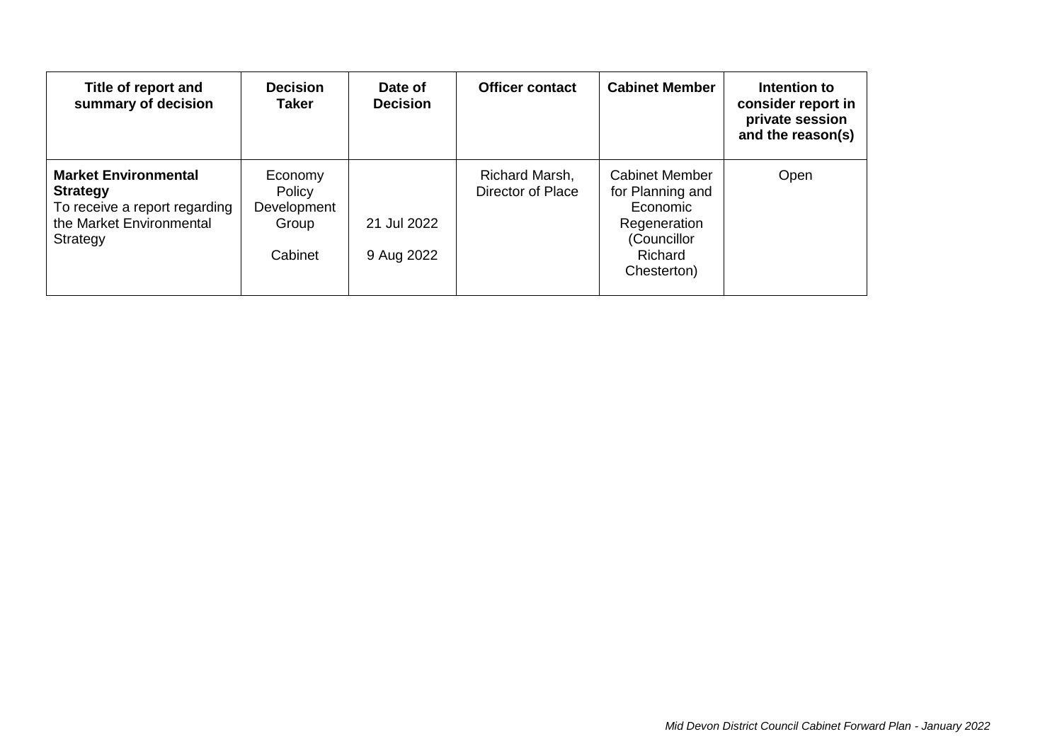| Title of report and summary of decision | Decision Taker | Date of Decision | Officer contact | Cabinet Member | Intention to consider report in private session and the reason(s) |
|---|---|---|---|---|---|
| **Market Environmental Strategy**<br>To receive a report regarding the Market Environmental Strategy | Economy Policy Development Group<br><br>Cabinet | 21 Jul 2022<br><br>9 Aug 2022 | Richard Marsh, Director of Place | Cabinet Member for Planning and Economic Regeneration (Councillor Richard Chesterton) | Open |